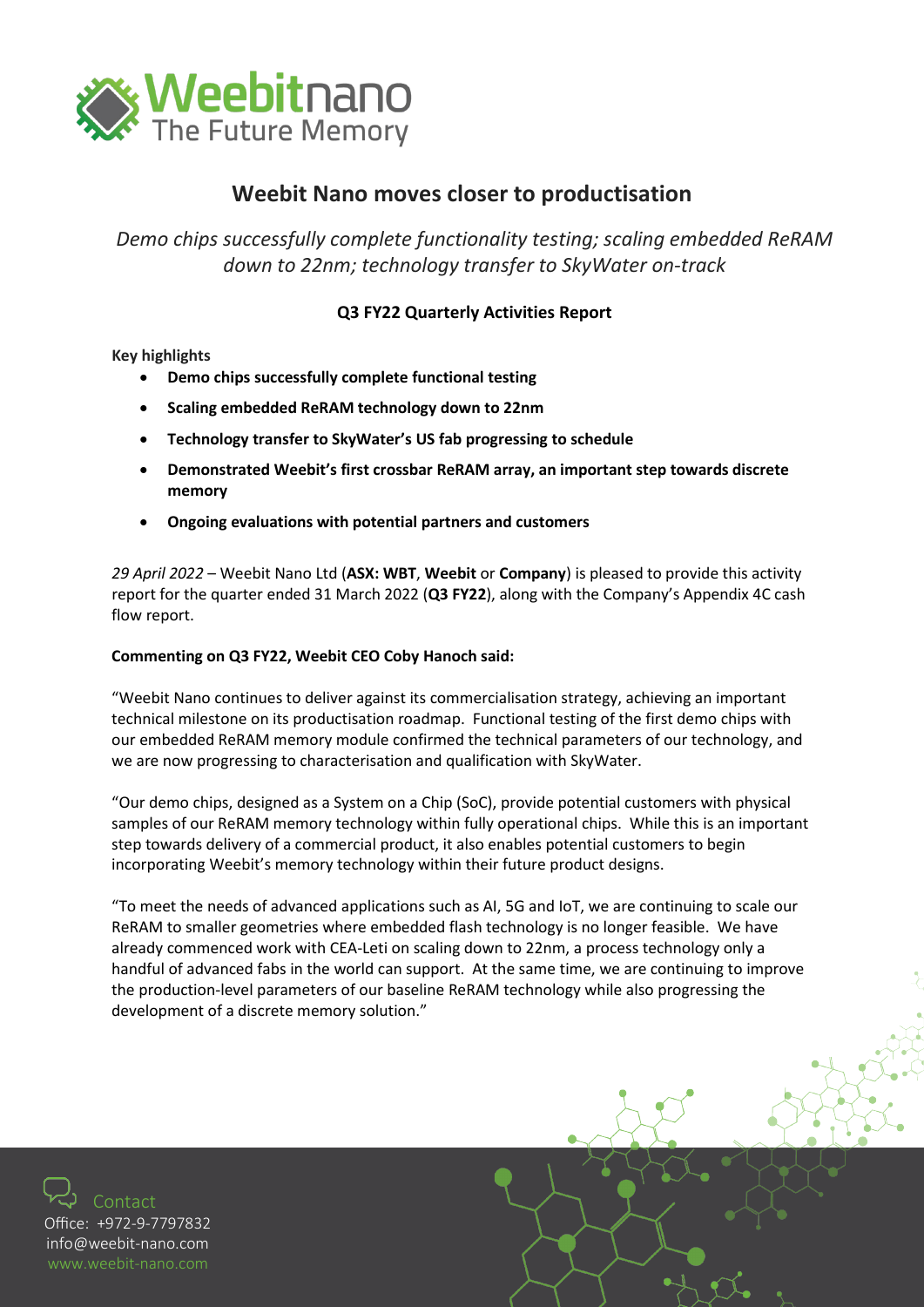# Weebit Nano moves closer to productisation

*Demo chips successfully complete functionality testing; scaling embedded ReRAM down to 22nm; technology transfer to SkyWater on-track*

**Q3 FY22 Quarterly Activities Report**

**Key highlights**

- **Demo chips successfully complete functional testing**
- **Scaling embedded ReRAM technology down to 22nm**
- **Technology transfer to SkyWater's US fab progressing to schedule**
- **Demonstrated Weebit's first crossbar ReRAM array, an important step towards discrete memory**
- **Ongoing evaluations with potential partners and customers**

*29 April 2022* – Weebit Nano Ltd (**ASX: WBT**, **Weebit** or **Company**) is pleased to provide this activity report for the quarter ended 31 March 2022 (**Q3 FY22**), along with the Company's Appendix 4C cash flow report.

**Commenting on Q3 FY22, Weebit CEO Coby Hanoch said:**

"Weebit Nano continues to deliver against its commercialisation strategy, achieving an important technical milestone on its productisation roadmap. Functional testing of the first demo chips with our embedded ReRAM memory module confirmed the technical parameters of our technology, and we are now progressing to characterisation and qualification with SkyWater.

"Our demo chips, designed as a System on a Chip (SoC), provide potential customers with physical samples of our ReRAM memory technology within fully operational chips. While this is an important step towards delivery of a commercial product, it also enables potential customers to begin incorporating Weebit's memory technology within their future product designs.

"To meet the needs of advanced applications such as AI, 5G and IoT, we are continuing to scale our ReRAM to smaller geometries where embedded flash technology is no longer feasible. We have already commenced work with CEA-Leti on scaling down to 22nm, a process technology only a handful of advanced fabs in the world can support. At the same time, we are continuing to improve the production-level parameters of our baseline ReRAM technology while also progressing the development of a discrete memory solution."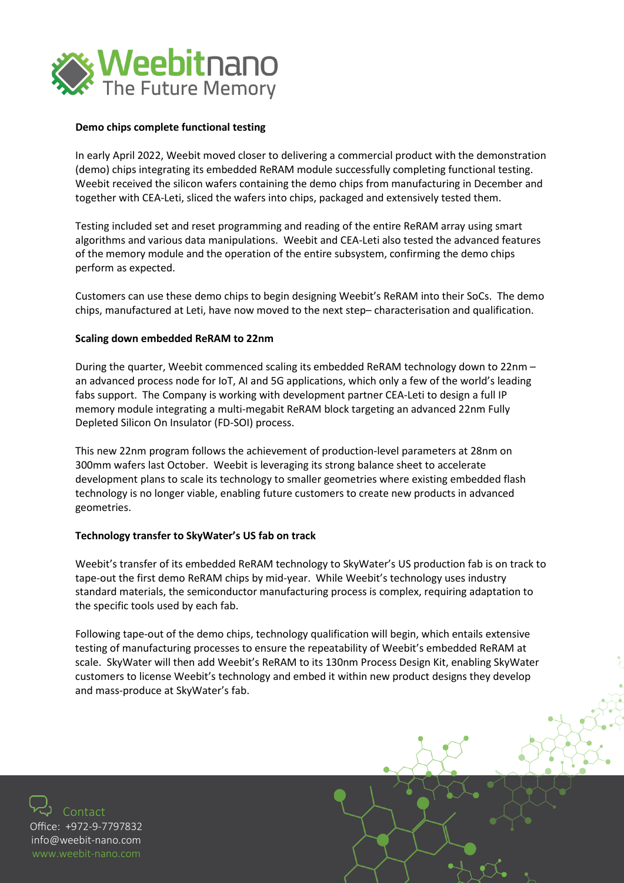### Demo chips complete functional testing

In early April 2022, Weebit moved closer to delivering a commercial product with the demonstration (demo) chips integrating its embedded ReRAM module successfully completing functional testing. Weebit received the silicon wafers containing the demo chips from manufacturing in December and together with CEA-Leti, sliced the wafers into chips, packaged and extensively tested them.

Testing included set and reset programming and reading of the entire ReRAM array using smart algorithms and various data manipulations. Weebit and CEA-Leti also tested the advanced features of the memory module and the operation of the entire subsystem, confirming the demo chips perform as expected.

Customers can use these demo chips to begin designing Weebit's ReRAM into their SoCs. The demo chips, manufactured at Leti, have now moved to the next step– characterisation and qualification.

### Scaling down embedded ReRAM to 22nm

During the quarter, Weebit commenced scaling its embedded ReRAM technology down to 22nm – an advanced process node for IoT, AI and 5G applications, which only a few of the world's leading fabs support. The Company is working with development partner CEA-Leti to design a full IP memory module integrating a multi-megabit ReRAM block targeting an advanced 22nm Fully Depleted Silicon On Insulator (FD-SOI) process.

This new 22nm program follows the achievement of production-level parameters at 28nm on 300mm wafers last October. Weebit is leveraging its strong balance sheet to accelerate development plans to scale its technology to smaller geometries where existing embedded flash technology is no longer viable, enabling future customers to create new products in advanced geometries.

### Technology transfer to SkyWater's US fab on track

Weebit's transfer of its embedded ReRAM technology to SkyWater's US production fab is on track to tape-out the first demo ReRAM chips by mid-year. While Weebit's technology uses industry standard materials, the semiconductor manufacturing process is complex, requiring adaptation to the specific tools used by each fab.

Following tape-out of the demo chips, technology qualification will begin, which entails extensive testing of manufacturing processes to ensure the repeatability of Weebit's embedded ReRAM at scale. SkyWater will then add Weebit's ReRAM to its 130nm Process Design Kit, enabling SkyWater customers to license Weebit's technology and embed it within new product designs they develop and mass-produce at SkyWater's fab.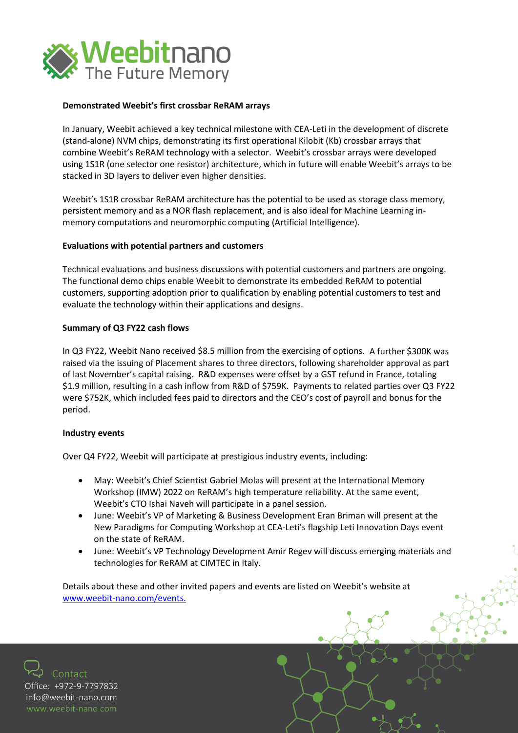**Demonstrated Weebit's first crossbar ReRAM arrays**

In January, Weebit achieved a key technical milestone with CEA-Leti in the development of discrete (stand-alone) NVM chips, demonstrating its first operational Kilobit (Kb) crossbar arrays that combine Weebit's ReRAM technology with a selector. Weebit's crossbar arrays were developed using 1S1R (one selector one resistor) architecture, which in future will enable Weebit's arrays to be stacked in 3D layers to deliver even higher densities.

Weebit's 1S1R crossbar ReRAM architecture has the potential to be used as storage class memory, persistent memory and as a NOR flash replacement, and is also ideal for Machine Learning in-memory computations and neuromorphic computing (Artificial Intelligence).

**Evaluations with potential partners and customers**

Technical evaluations and business discussions with potential customers and partners are ongoing. The functional demo chips enable Weebit to demonstrate its embedded ReRAM to potential customers, supporting adoption prior to qualification by enabling potential customers to test and evaluate the technology within their applications and designs.

**Summary of Q3 FY22 cash flows**

In Q3 FY22, Weebit Nano received $8.5 million from the exercising of options. A further $300K was raised via the issuing of Placement shares to three directors, following shareholder approval as part of last November's capital raising. R&D expenses were offset by a GST refund in France, totaling $1.9 million, resulting in a cash inflow from R&D of $759K. Payments to related parties over Q3 FY22 were $752K, which included fees paid to directors and the CEO's cost of payroll and bonus for the period.

**Industry events**

Over Q4 FY22, Weebit will participate at prestigious industry events, including:

- May: Weebit's Chief Scientist Gabriel Molas will present at the International Memory Workshop (IMW) 2022 on ReRAM's high temperature reliability. At the same event, Weebit's CTO Ishai Naveh will participate in a panel session.
- June: Weebit's VP of Marketing & Business Development Eran Briman will present at the New Paradigms for Computing Workshop at CEA-Leti's flagship Leti Innovation Days event on the state of ReRAM.
- June: Weebit's VP Technology Development Amir Regev will discuss emerging materials and technologies for ReRAM at CIMTEC in Italy.

Details about these and other invited papers and events are listed on Weebit's website at [www.weebit-nano.com/events.](www.weebit-nano.com/events)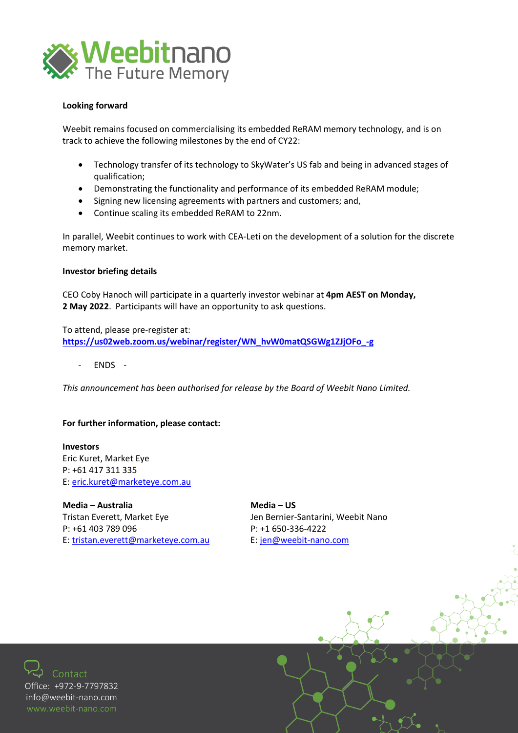**Looking forward**

Weebit remains focused on commercialising its embedded ReRAM memory technology, and is on track to achieve the following milestones by the end of CY22:

- Technology transfer of its technology to SkyWater's US fab and being in advanced stages of qualification;
- Demonstrating the functionality and performance of its embedded ReRAM module;
- Signing new licensing agreements with partners and customers; and,
- Continue scaling its embedded ReRAM to 22nm.

In parallel, Weebit continues to work with CEA-Leti on the development of a solution for the discrete memory market.

**Investor briefing details**

CEO Coby Hanoch will participate in a quarterly investor webinar at **4pm AEST on Monday, 2 May 2022**. Participants will have an opportunity to ask questions.

To attend, please pre-register at:
**https://us02web.zoom.us/webinar/register/WN_hvW0matQSGWg1ZJjOFo_-g**

- ENDS -

*This announcement has been authorised for release by the Board of Weebit Nano Limited.*

**For further information, please contact:**

**Investors**
Eric Kuret, Market Eye
P: +61 417 311 335
E: eric.kuret@marketeye.com.au

**Media – Australia**
Tristan Everett, Market Eye
P: +61 403 789 096
E: tristan.everett@marketeye.com.au

**Media – US**
Jen Bernier-Santarini, Weebit Nano
P: +1 650-336-4222
E: jen@weebit-nano.com

Contact
Office: +972-9-7797832
info@weebit-nano.com
www.weebit-nano.com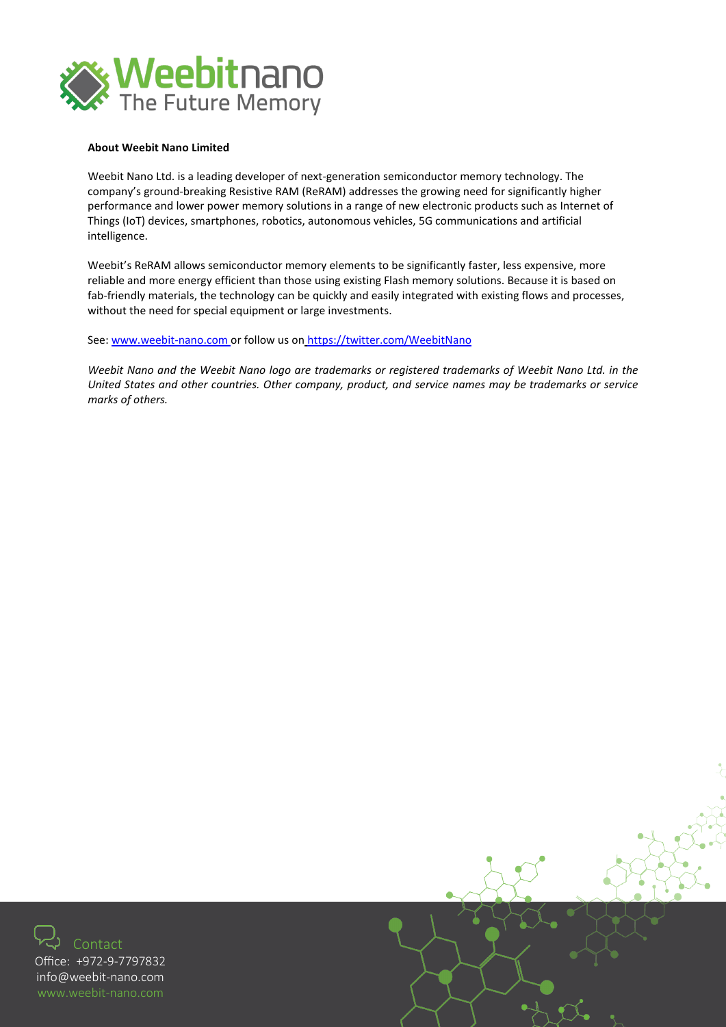**About Weebit Nano Limited**

Weebit Nano Ltd. is a leading developer of next-generation semiconductor memory technology. The company's ground-breaking Resistive RAM (ReRAM) addresses the growing need for significantly higher performance and lower power memory solutions in a range of new electronic products such as Internet of Things (IoT) devices, smartphones, robotics, autonomous vehicles, 5G communications and artificial intelligence.

Weebit's ReRAM allows semiconductor memory elements to be significantly faster, less expensive, more reliable and more energy efficient than those using existing Flash memory solutions. Because it is based on fab-friendly materials, the technology can be quickly and easily integrated with existing flows and processes, without the need for special equipment or large investments.

See: www.weebit-nano.com or follow us on https://twitter.com/WeebitNano

*Weebit Nano and the Weebit Nano logo are trademarks or registered trademarks of Weebit Nano Ltd. in the United States and other countries. Other company, product, and service names may be trademarks or service marks of others.*

Contact
Office: +972-9-7797832
info@weebit-nano.com
www.weebit-nano.com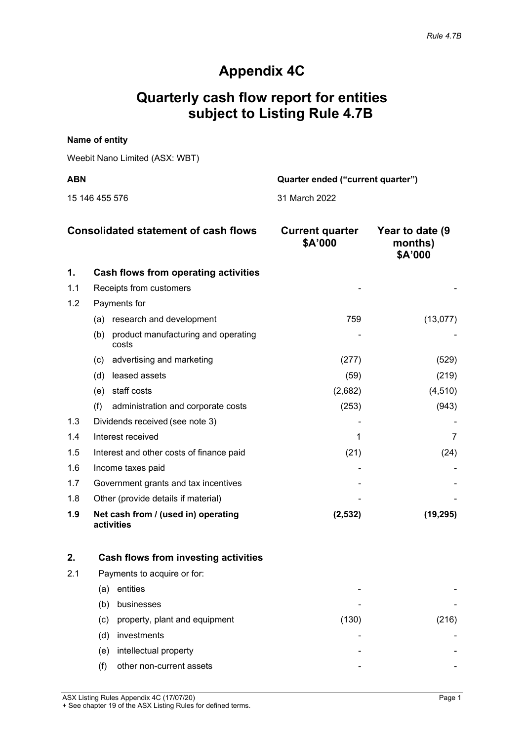*Rule 4.7B*

# Appendix 4C

## Quarterly cash flow report for entities subject to Listing Rule 4.7B

**Name of entity**

Weebit Nano Limited (ASX: WBT)

| **ABN** | **Quarter ended ("current quarter")** |
|---|---|
| 15 146 455 576 | 31 March 2022 |

| | **Consolidated statement of cash flows** | **Current quarter $A'000** | **Year to date (9 months) $A'000** |
|---|---|---|---|
| **1.** | **Cash flows from operating activities** | | |
| 1.1 | Receipts from customers | - | - |
| 1.2 | Payments for | | |
| | (a) research and development | 759 | (13,077) |
| | (b) product manufacturing and operating costs | - | - |
| | (c) advertising and marketing | (277) | (529) |
| | (d) leased assets | (59) | (219) |
| | (e) staff costs | (2,682) | (4,510) |
| | (f) administration and corporate costs | (253) | (943) |
| 1.3 | Dividends received (see note 3) | - | - |
| 1.4 | Interest received | 1 | 7 |
| 1.5 | Interest and other costs of finance paid | (21) | (24) |
| 1.6 | Income taxes paid | - | - |
| 1.7 | Government grants and tax incentives | - | - |
| 1.8 | Other (provide details if material) | - | - |
| **1.9** | **Net cash from / (used in) operating activities** | **(2,532)** | **(19,295)** |

| | | | |
|---|---|---|---|
| **2.** | **Cash flows from investing activities** | | |
| 2.1 | Payments to acquire or for: | | |
| | (a) entities | - | - |
| | (b) businesses | - | - |
| | (c) property, plant and equipment | (130) | (216) |
| | (d) investments | - | - |
| | (e) intellectual property | - | - |
| | (f) other non-current assets | - | - |

ASX Listing Rules Appendix 4C (17/07/20)
+ See chapter 19 of the ASX Listing Rules for defined terms.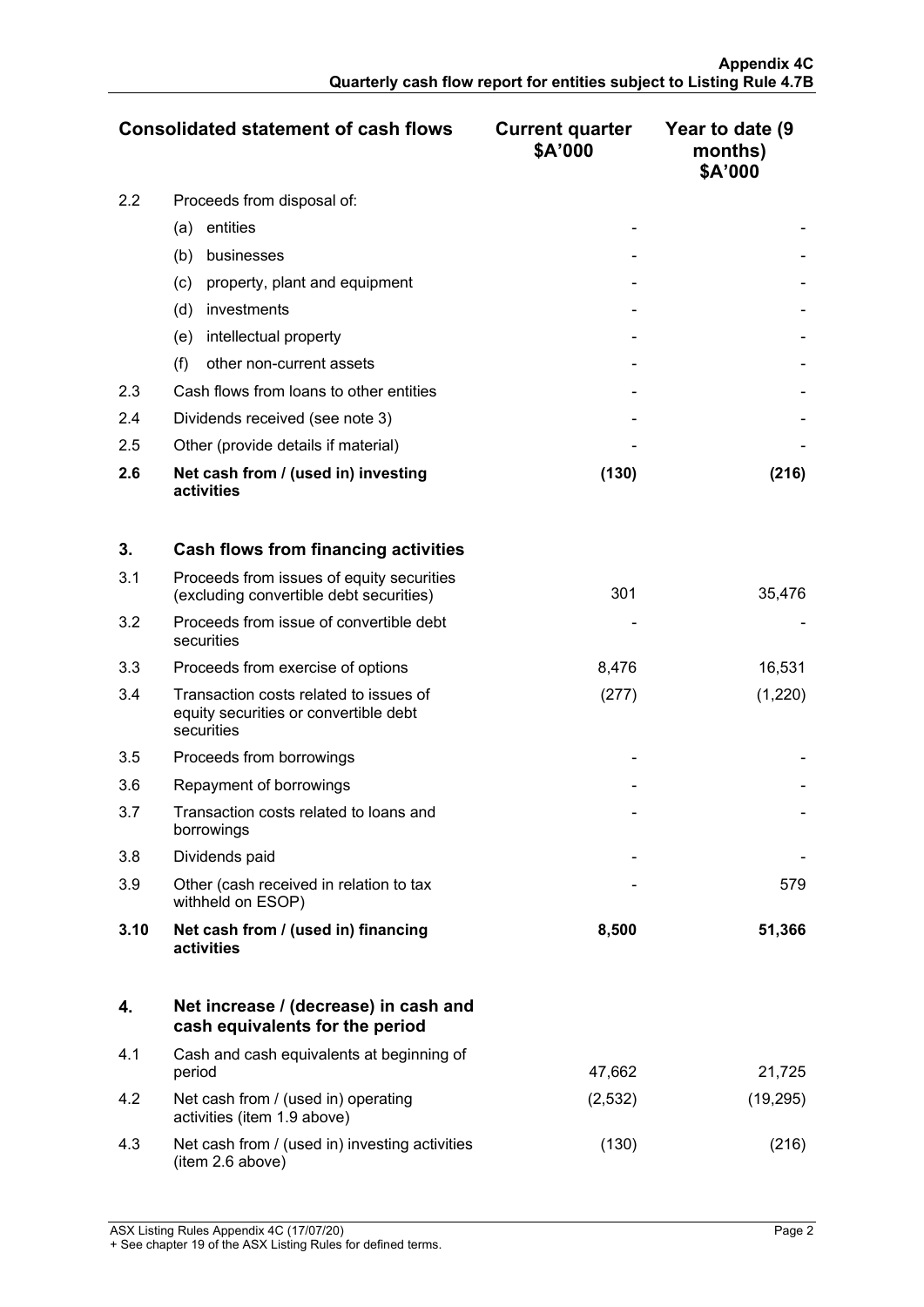| Consolidated statement of cash flows | | Current quarter $A'000 | Year to date (9 months) $A'000 |
|---|---|---|---|
| 2.2 | Proceeds from disposal of: | | |
| | (a) entities | - | - |
| | (b) businesses | - | - |
| | (c) property, plant and equipment | - | - |
| | (d) investments | - | - |
| | (e) intellectual property | - | - |
| | (f) other non-current assets | - | - |
| 2.3 | Cash flows from loans to other entities | - | - |
| 2.4 | Dividends received (see note 3) | - | - |
| 2.5 | Other (provide details if material) | - | - |
| **2.6** | **Net cash from / (used in) investing activities** | **(130)** | **(216)** |
| | | | |
| **3.** | **Cash flows from financing activities** | | |
| 3.1 | Proceeds from issues of equity securities (excluding convertible debt securities) | 301 | 35,476 |
| 3.2 | Proceeds from issue of convertible debt securities | - | - |
| 3.3 | Proceeds from exercise of options | 8,476 | 16,531 |
| 3.4 | Transaction costs related to issues of equity securities or convertible debt securities | (277) | (1,220) |
| 3.5 | Proceeds from borrowings | - | - |
| 3.6 | Repayment of borrowings | - | - |
| 3.7 | Transaction costs related to loans and borrowings | - | - |
| 3.8 | Dividends paid | - | - |
| 3.9 | Other (cash received in relation to tax withheld on ESOP) | - | 579 |
| **3.10** | **Net cash from / (used in) financing activities** | **8,500** | **51,366** |
| | | | |
| **4.** | **Net increase / (decrease) in cash and cash equivalents for the period** | | |
| 4.1 | Cash and cash equivalents at beginning of period | 47,662 | 21,725 |
| 4.2 | Net cash from / (used in) operating activities (item 1.9 above) | (2,532) | (19,295) |
| 4.3 | Net cash from / (used in) investing activities (item 2.6 above) | (130) | (216) |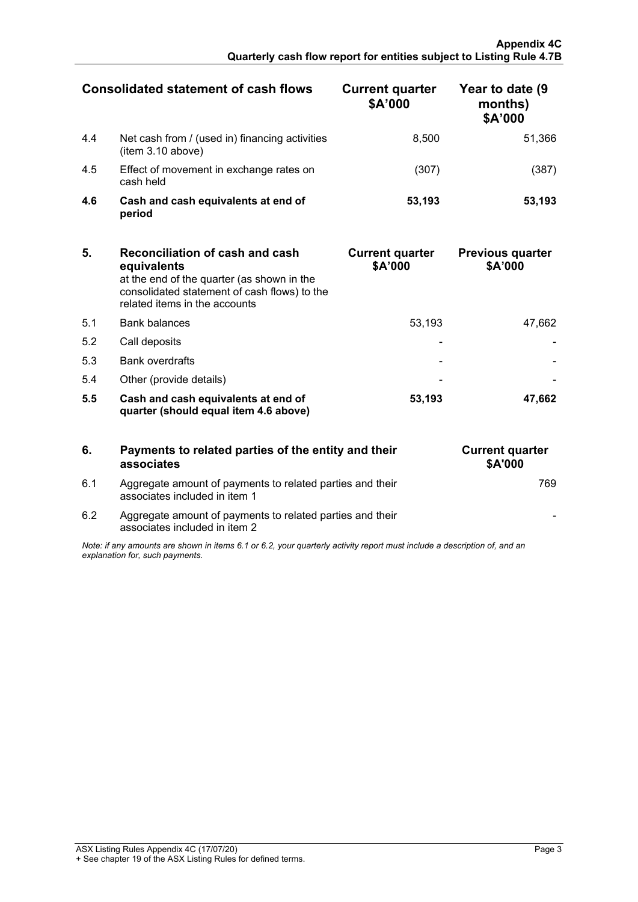| | Consolidated statement of cash flows | Current quarter $A'000 | Year to date (9 months) $A'000 |
|---|---|---|---|
| 4.4 | Net cash from / (used in) financing activities (item 3.10 above) | 8,500 | 51,366 |
| 4.5 | Effect of movement in exchange rates on cash held | (307) | (387) |
| **4.6** | **Cash and cash equivalents at end of period** | **53,193** | **53,193** |

| **5.** | **Reconciliation of cash and cash equivalents** at the end of the quarter (as shown in the consolidated statement of cash flows) to the related items in the accounts | **Current quarter $A'000** | **Previous quarter $A'000** |
|---|---|---|---|
| 5.1 | Bank balances | 53,193 | 47,662 |
| 5.2 | Call deposits | - | - |
| 5.3 | Bank overdrafts | - | - |
| 5.4 | Other (provide details) | - | - |
| **5.5** | **Cash and cash equivalents at end of quarter (should equal item 4.6 above)** | **53,193** | **47,662** |

| **6.** | **Payments to related parties of the entity and their associates** | **Current quarter $A'000** |
|---|---|---|
| 6.1 | Aggregate amount of payments to related parties and their associates included in item 1 | 769 |
| 6.2 | Aggregate amount of payments to related parties and their associates included in item 2 | - |

*Note: if any amounts are shown in items 6.1 or 6.2, your quarterly activity report must include a description of, and an explanation for, such payments.*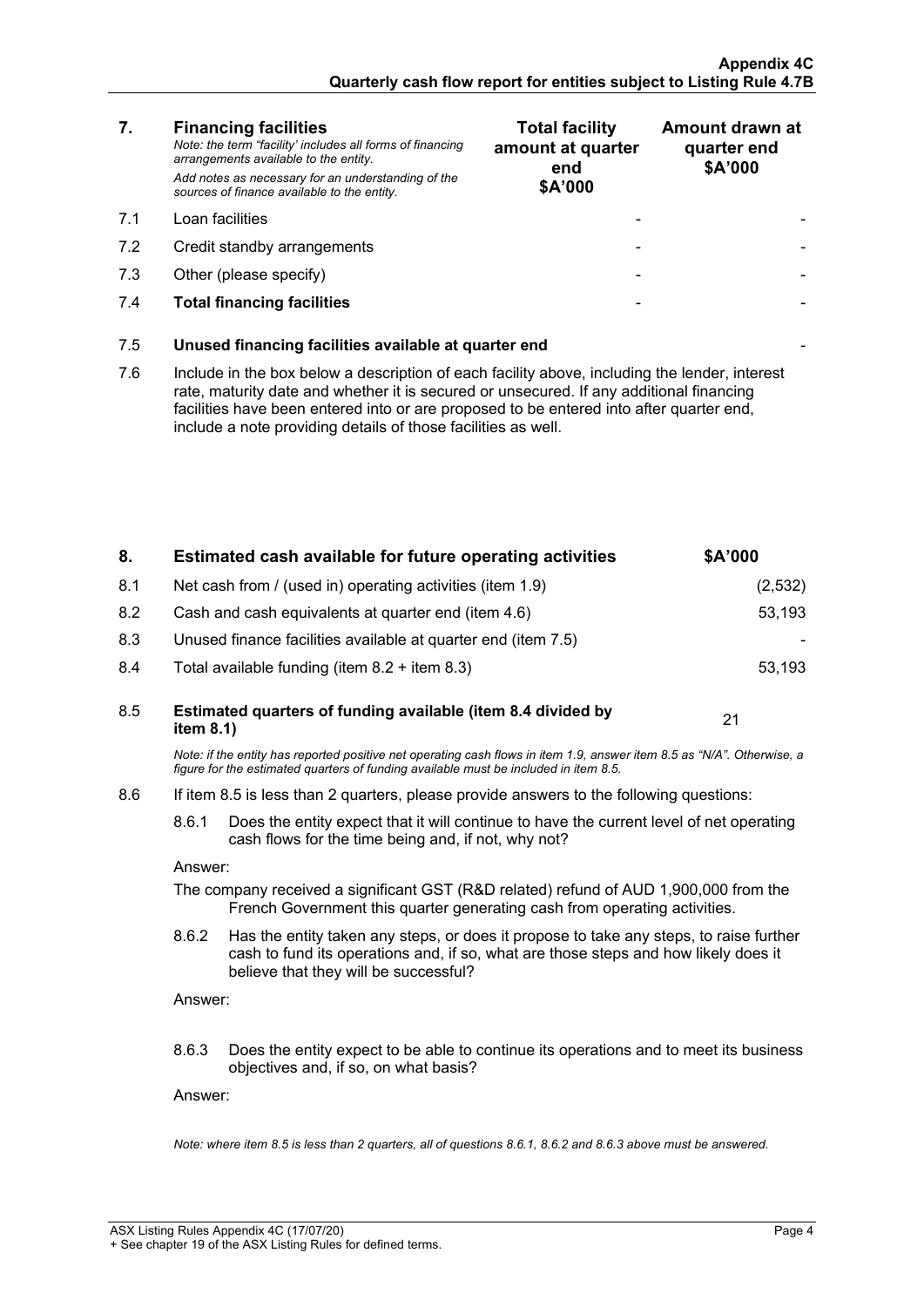| 7. | **Financing facilities**<br>*Note: the term "facility' includes all forms of financing arrangements available to the entity.*<br>*Add notes as necessary for an understanding of the sources of finance available to the entity.* | **Total facility amount at quarter end<br>$A'000** | **Amount drawn at quarter end<br>$A'000** |
|---|---|---|---|
| 7.1 | Loan facilities | - | - |
| 7.2 | Credit standby arrangements | - | - |
| 7.3 | Other (please specify) | - | - |
| 7.4 | **Total financing facilities** | - | - |

| | | |
|---|---|---|
| 7.5 | **Unused financing facilities available at quarter end** | - |

7.6 Include in the box below a description of each facility above, including the lender, interest rate, maturity date and whether it is secured or unsecured. If any additional financing facilities have been entered into or are proposed to be entered into after quarter end, include a note providing details of those facilities as well.

| 8. | **Estimated cash available for future operating activities** | **$A'000** |
|---|---|---|
| 8.1 | Net cash from / (used in) operating activities (item 1.9) | (2,532) |
| 8.2 | Cash and cash equivalents at quarter end (item 4.6) | 53,193 |
| 8.3 | Unused finance facilities available at quarter end (item 7.5) | - |
| 8.4 | Total available funding (item 8.2 + item 8.3) | 53,193 |
| 8.5 | **Estimated quarters of funding available (item 8.4 divided by item 8.1)** | 21 |

*Note: if the entity has reported positive net operating cash flows in item 1.9, answer item 8.5 as "N/A". Otherwise, a figure for the estimated quarters of funding available must be included in item 8.5.*

8.6 If item 8.5 is less than 2 quarters, please provide answers to the following questions:

8.6.1 Does the entity expect that it will continue to have the current level of net operating cash flows for the time being and, if not, why not?

Answer:

The company received a significant GST (R&D related) refund of AUD 1,900,000 from the French Government this quarter generating cash from operating activities.

8.6.2 Has the entity taken any steps, or does it propose to take any steps, to raise further cash to fund its operations and, if so, what are those steps and how likely does it believe that they will be successful?

Answer:

8.6.3 Does the entity expect to be able to continue its operations and to meet its business objectives and, if so, on what basis?

Answer:

*Note: where item 8.5 is less than 2 quarters, all of questions 8.6.1, 8.6.2 and 8.6.3 above must be answered.*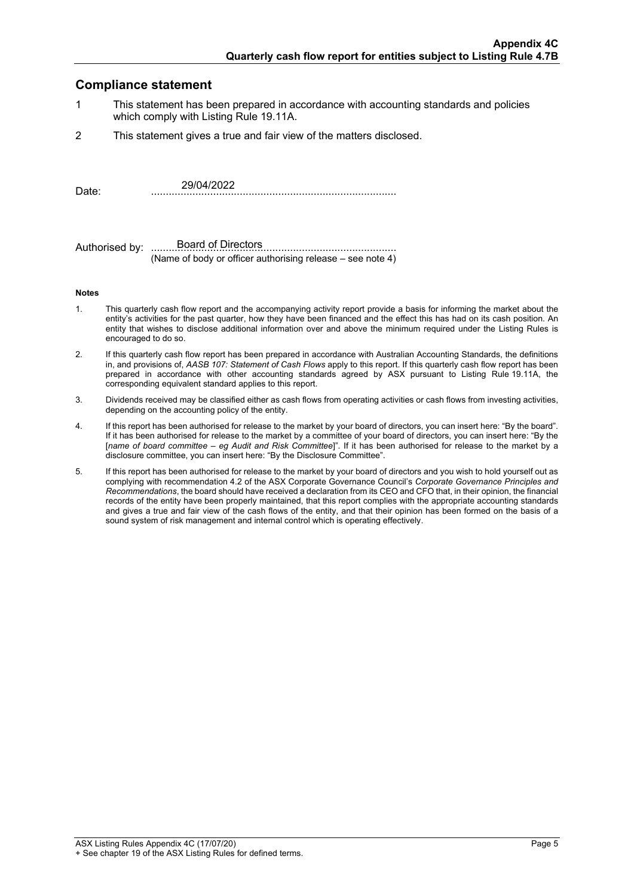## Compliance statement

1 This statement has been prepared in accordance with accounting standards and policies which comply with Listing Rule 19.11A.

2 This statement gives a true and fair view of the matters disclosed.

Date: 29/04/2022

Authorised by: Board of Directors
(Name of body or officer authorising release – see note 4)

**Notes**

1. This quarterly cash flow report and the accompanying activity report provide a basis for informing the market about the entity's activities for the past quarter, how they have been financed and the effect this has had on its cash position. An entity that wishes to disclose additional information over and above the minimum required under the Listing Rules is encouraged to do so.

2. If this quarterly cash flow report has been prepared in accordance with Australian Accounting Standards, the definitions in, and provisions of, *AASB 107: Statement of Cash Flows* apply to this report. If this quarterly cash flow report has been prepared in accordance with other accounting standards agreed by ASX pursuant to Listing Rule 19.11A, the corresponding equivalent standard applies to this report.

3. Dividends received may be classified either as cash flows from operating activities or cash flows from investing activities, depending on the accounting policy of the entity.

4. If this report has been authorised for release to the market by your board of directors, you can insert here: "By the board". If it has been authorised for release to the market by a committee of your board of directors, you can insert here: "By the [*name of board committee – eg Audit and Risk Committee*]". If it has been authorised for release to the market by a disclosure committee, you can insert here: "By the Disclosure Committee".

5. If this report has been authorised for release to the market by your board of directors and you wish to hold yourself out as complying with recommendation 4.2 of the ASX Corporate Governance Council's *Corporate Governance Principles and Recommendations*, the board should have received a declaration from its CEO and CFO that, in their opinion, the financial records of the entity have been properly maintained, that this report complies with the appropriate accounting standards and gives a true and fair view of the cash flows of the entity, and that their opinion has been formed on the basis of a sound system of risk management and internal control which is operating effectively.